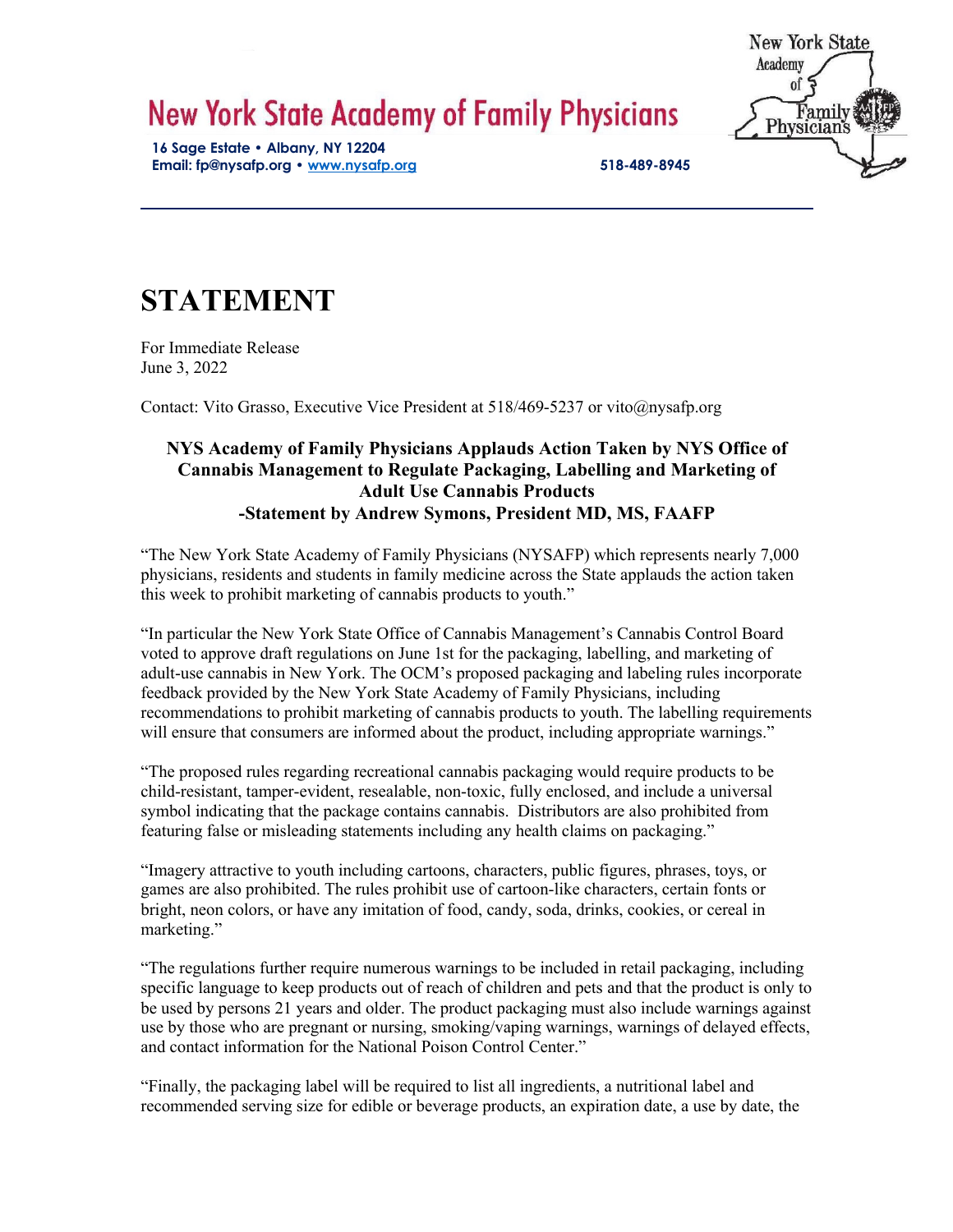# New York State Academy of Family Physicians

**16 Sage Estate • Albany, NY 12204**
**Email: fp@nysafp.org • www.nysafp.org** **518-489-8945**

# STATEMENT

For Immediate Release
June 3, 2022

Contact: Vito Grasso, Executive Vice President at 518/469-5237 or vito@nysafp.org

**NYS Academy of Family Physicians Applauds Action Taken by NYS Office of Cannabis Management to Regulate Packaging, Labelling and Marketing of Adult Use Cannabis Products**
**-Statement by Andrew Symons, President MD, MS, FAAFP**

"The New York State Academy of Family Physicians (NYSAFP) which represents nearly 7,000 physicians, residents and students in family medicine across the State applauds the action taken this week to prohibit marketing of cannabis products to youth."

"In particular the New York State Office of Cannabis Management's Cannabis Control Board voted to approve draft regulations on June 1st for the packaging, labelling, and marketing of adult-use cannabis in New York. The OCM's proposed packaging and labeling rules incorporate feedback provided by the New York State Academy of Family Physicians, including recommendations to prohibit marketing of cannabis products to youth. The labelling requirements will ensure that consumers are informed about the product, including appropriate warnings."

"The proposed rules regarding recreational cannabis packaging would require products to be child-resistant, tamper-evident, resealable, non-toxic, fully enclosed, and include a universal symbol indicating that the package contains cannabis. Distributors are also prohibited from featuring false or misleading statements including any health claims on packaging."

"Imagery attractive to youth including cartoons, characters, public figures, phrases, toys, or games are also prohibited. The rules prohibit use of cartoon-like characters, certain fonts or bright, neon colors, or have any imitation of food, candy, soda, drinks, cookies, or cereal in marketing."

"The regulations further require numerous warnings to be included in retail packaging, including specific language to keep products out of reach of children and pets and that the product is only to be used by persons 21 years and older. The product packaging must also include warnings against use by those who are pregnant or nursing, smoking/vaping warnings, warnings of delayed effects, and contact information for the National Poison Control Center."

"Finally, the packaging label will be required to list all ingredients, a nutritional label and recommended serving size for edible or beverage products, an expiration date, a use by date, the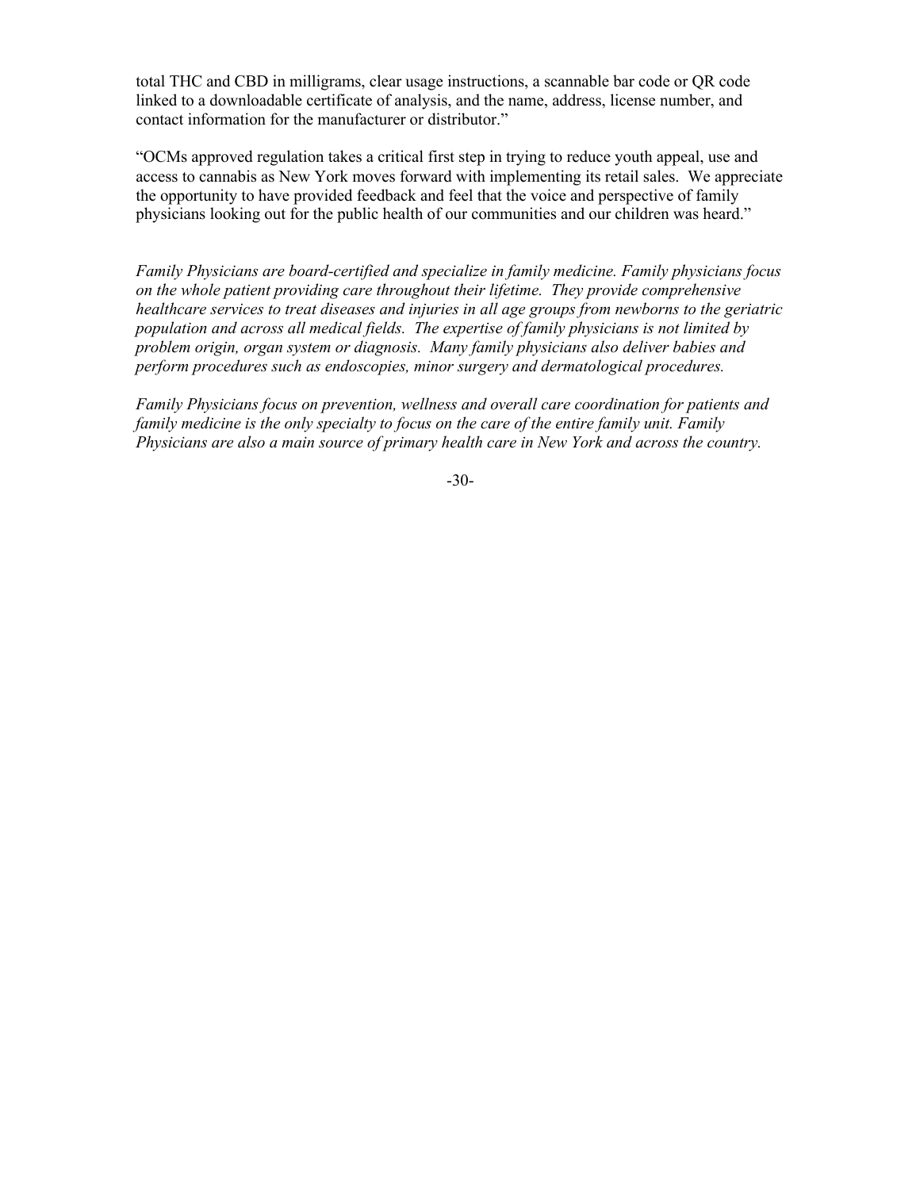total THC and CBD in milligrams, clear usage instructions, a scannable bar code or QR code linked to a downloadable certificate of analysis, and the name, address, license number, and contact information for the manufacturer or distributor."

"OCMs approved regulation takes a critical first step in trying to reduce youth appeal, use and access to cannabis as New York moves forward with implementing its retail sales. We appreciate the opportunity to have provided feedback and feel that the voice and perspective of family physicians looking out for the public health of our communities and our children was heard."

*Family Physicians are board-certified and specialize in family medicine. Family physicians focus on the whole patient providing care throughout their lifetime. They provide comprehensive healthcare services to treat diseases and injuries in all age groups from newborns to the geriatric population and across all medical fields. The expertise of family physicians is not limited by problem origin, organ system or diagnosis. Many family physicians also deliver babies and perform procedures such as endoscopies, minor surgery and dermatological procedures.*

*Family Physicians focus on prevention, wellness and overall care coordination for patients and family medicine is the only specialty to focus on the care of the entire family unit. Family Physicians are also a main source of primary health care in New York and across the country.*

-30-